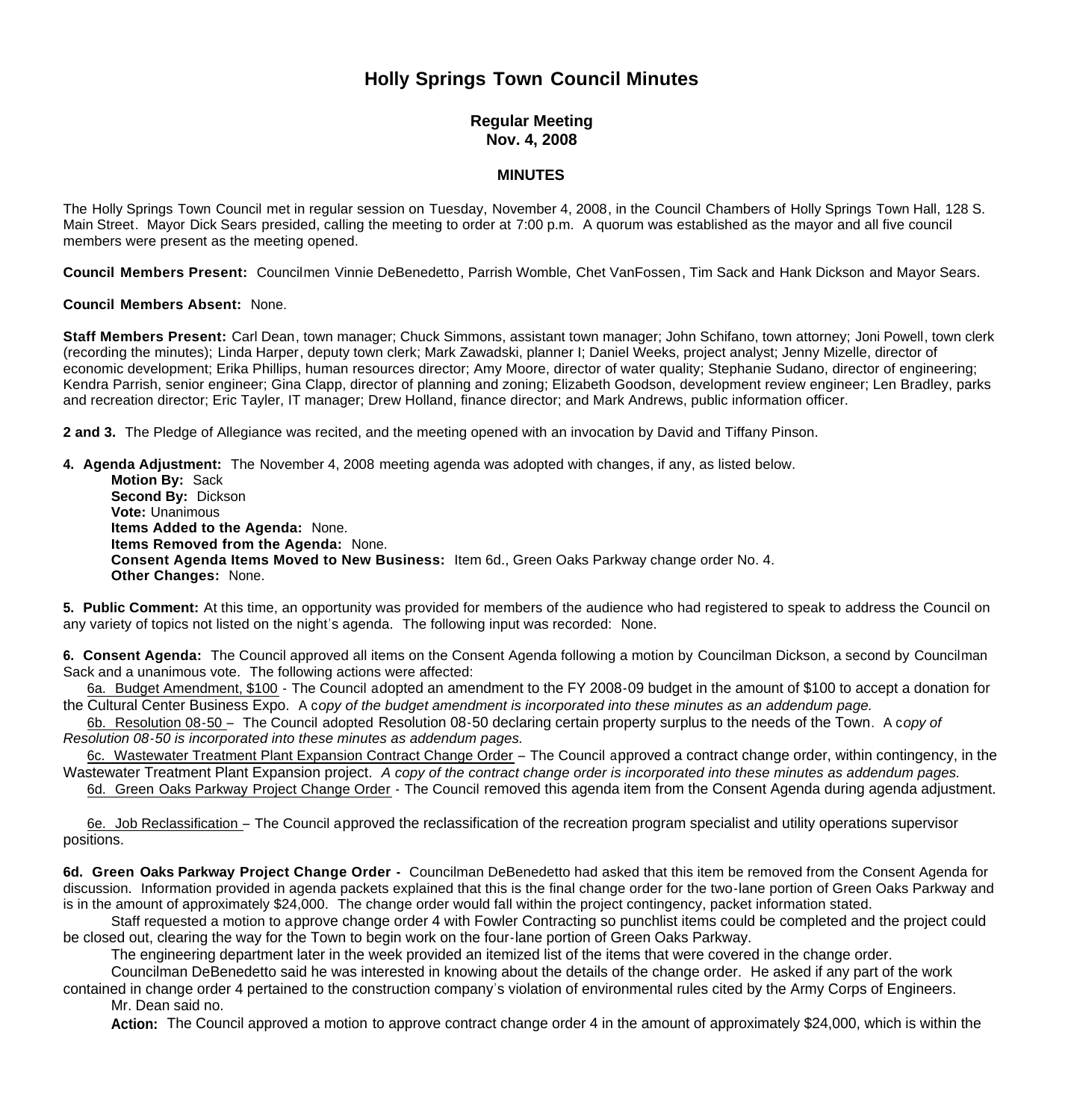# Holly Springs Town Council Minutes

## Regular Meeting
## Nov. 4, 2008

### MINUTES

The Holly Springs Town Council met in regular session on Tuesday, November 4, 2008, in the Council Chambers of Holly Springs Town Hall, 128 S. Main Street. Mayor Dick Sears presided, calling the meeting to order at 7:00 p.m. A quorum was established as the mayor and all five council members were present as the meeting opened.

**Council Members Present:** Councilmen Vinnie DeBenedetto, Parrish Womble, Chet VanFossen, Tim Sack and Hank Dickson and Mayor Sears.

**Council Members Absent:** None.

**Staff Members Present:** Carl Dean, town manager; Chuck Simmons, assistant town manager; John Schifano, town attorney; Joni Powell, town clerk (recording the minutes); Linda Harper, deputy town clerk; Mark Zawadski, planner I; Daniel Weeks, project analyst; Jenny Mizelle, director of economic development; Erika Phillips, human resources director; Amy Moore, director of water quality; Stephanie Sudano, director of engineering; Kendra Parrish, senior engineer; Gina Clapp, director of planning and zoning; Elizabeth Goodson, development review engineer; Len Bradley, parks and recreation director; Eric Tayler, IT manager; Drew Holland, finance director; and Mark Andrews, public information officer.

**2 and 3.** The Pledge of Allegiance was recited, and the meeting opened with an invocation by David and Tiffany Pinson.

**4. Agenda Adjustment:** The November 4, 2008 meeting agenda was adopted with changes, if any, as listed below.

**Motion By:** Sack
**Second By:** Dickson
**Vote:** Unanimous
**Items Added to the Agenda:** None.
**Items Removed from the Agenda:** None.
**Consent Agenda Items Moved to New Business:** Item 6d., Green Oaks Parkway change order No. 4.
**Other Changes:** None.

**5. Public Comment:** At this time, an opportunity was provided for members of the audience who had registered to speak to address the Council on any variety of topics not listed on the night's agenda. The following input was recorded: None.

**6. Consent Agenda:** The Council approved all items on the Consent Agenda following a motion by Councilman Dickson, a second by Councilman Sack and a unanimous vote. The following actions were affected:

6a. Budget Amendment, $100 - The Council adopted an amendment to the FY 2008-09 budget in the amount of $100 to accept a donation for the Cultural Center Business Expo. A c*opy of the budget amendment is incorporated into these minutes as an addendum page.*

6b. Resolution 08-50 – The Council adopted Resolution 08-50 declaring certain property surplus to the needs of the Town. A c*opy of Resolution 08-50 is incorporated into these minutes as addendum pages.*

6c. Wastewater Treatment Plant Expansion Contract Change Order – The Council approved a contract change order, within contingency, in the Wastewater Treatment Plant Expansion project. *A copy of the contract change order is incorporated into these minutes as addendum pages.*

6d. Green Oaks Parkway Project Change Order - The Council removed this agenda item from the Consent Agenda during agenda adjustment.

6e. Job Reclassification – The Council approved the reclassification of the recreation program specialist and utility operations supervisor positions.

**6d. Green Oaks Parkway Project Change Order -** Councilman DeBenedetto had asked that this item be removed from the Consent Agenda for discussion. Information provided in agenda packets explained that this is the final change order for the two-lane portion of Green Oaks Parkway and is in the amount of approximately $24,000. The change order would fall within the project contingency, packet information stated.

Staff requested a motion to approve change order 4 with Fowler Contracting so punchlist items could be completed and the project could be closed out, clearing the way for the Town to begin work on the four-lane portion of Green Oaks Parkway.

The engineering department later in the week provided an itemized list of the items that were covered in the change order.

Councilman DeBenedetto said he was interested in knowing about the details of the change order. He asked if any part of the work contained in change order 4 pertained to the construction company's violation of environmental rules cited by the Army Corps of Engineers.

Mr. Dean said no.

**Action:** The Council approved a motion to approve contract change order 4 in the amount of approximately $24,000, which is within the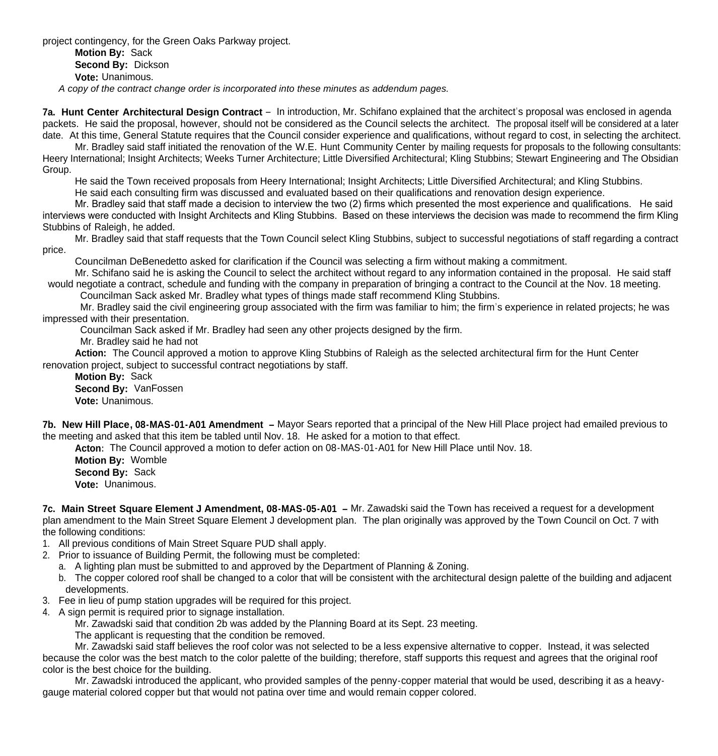project contingency, for the Green Oaks Parkway project.

**Motion By:** Sack
**Second By:** Dickson
**Vote:** Unanimous.

*A copy of the contract change order is incorporated into these minutes as addendum pages.*

**7a. Hunt Center Architectural Design Contract** – In introduction, Mr. Schifano explained that the architect's proposal was enclosed in agenda packets. He said the proposal, however, should not be considered as the Council selects the architect. The proposal itself will be considered at a later date. At this time, General Statute requires that the Council consider experience and qualifications, without regard to cost, in selecting the architect.

Mr. Bradley said staff initiated the renovation of the W.E. Hunt Community Center by mailing requests for proposals to the following consultants: Heery International; Insight Architects; Weeks Turner Architecture; Little Diversified Architectural; Kling Stubbins; Stewart Engineering and The Obsidian Group.

He said the Town received proposals from Heery International; Insight Architects; Little Diversified Architectural; and Kling Stubbins.

He said each consulting firm was discussed and evaluated based on their qualifications and renovation design experience.

Mr. Bradley said that staff made a decision to interview the two (2) firms which presented the most experience and qualifications. He said interviews were conducted with Insight Architects and Kling Stubbins. Based on these interviews the decision was made to recommend the firm Kling Stubbins of Raleigh, he added.

Mr. Bradley said that staff requests that the Town Council select Kling Stubbins, subject to successful negotiations of staff regarding a contract price.

Councilman DeBenedetto asked for clarification if the Council was selecting a firm without making a commitment.

Mr. Schifano said he is asking the Council to select the architect without regard to any information contained in the proposal. He said staff would negotiate a contract, schedule and funding with the company in preparation of bringing a contract to the Council at the Nov. 18 meeting.

Councilman Sack asked Mr. Bradley what types of things made staff recommend Kling Stubbins.

Mr. Bradley said the civil engineering group associated with the firm was familiar to him; the firm's experience in related projects; he was impressed with their presentation.

Councilman Sack asked if Mr. Bradley had seen any other projects designed by the firm.

Mr. Bradley said he had not

**Action:** The Council approved a motion to approve Kling Stubbins of Raleigh as the selected architectural firm for the Hunt Center renovation project, subject to successful contract negotiations by staff.

**Motion By:** Sack
**Second By:** VanFossen
**Vote:** Unanimous.

**7b. New Hill Place, 08-MAS-01-A01 Amendment –** Mayor Sears reported that a principal of the New Hill Place project had emailed previous to the meeting and asked that this item be tabled until Nov. 18. He asked for a motion to that effect.

**Acton**: The Council approved a motion to defer action on 08-MAS-01-A01 for New Hill Place until Nov. 18.

**Motion By:** Womble
**Second By:** Sack
**Vote:** Unanimous.

**7c. Main Street Square Element J Amendment, 08-MAS-05-A01 –** Mr. Zawadski said the Town has received a request for a development plan amendment to the Main Street Square Element J development plan. The plan originally was approved by the Town Council on Oct. 7 with the following conditions:

1. All previous conditions of Main Street Square PUD shall apply.
2. Prior to issuance of Building Permit, the following must be completed:
   a. A lighting plan must be submitted to and approved by the Department of Planning & Zoning.
   b. The copper colored roof shall be changed to a color that will be consistent with the architectural design palette of the building and adjacent developments.
3. Fee in lieu of pump station upgrades will be required for this project.
4. A sign permit is required prior to signage installation.

Mr. Zawadski said that condition 2b was added by the Planning Board at its Sept. 23 meeting.

The applicant is requesting that the condition be removed.

Mr. Zawadski said staff believes the roof color was not selected to be a less expensive alternative to copper. Instead, it was selected because the color was the best match to the color palette of the building; therefore, staff supports this request and agrees that the original roof color is the best choice for the building.

Mr. Zawadski introduced the applicant, who provided samples of the penny-copper material that would be used, describing it as a heavy-gauge material colored copper but that would not patina over time and would remain copper colored.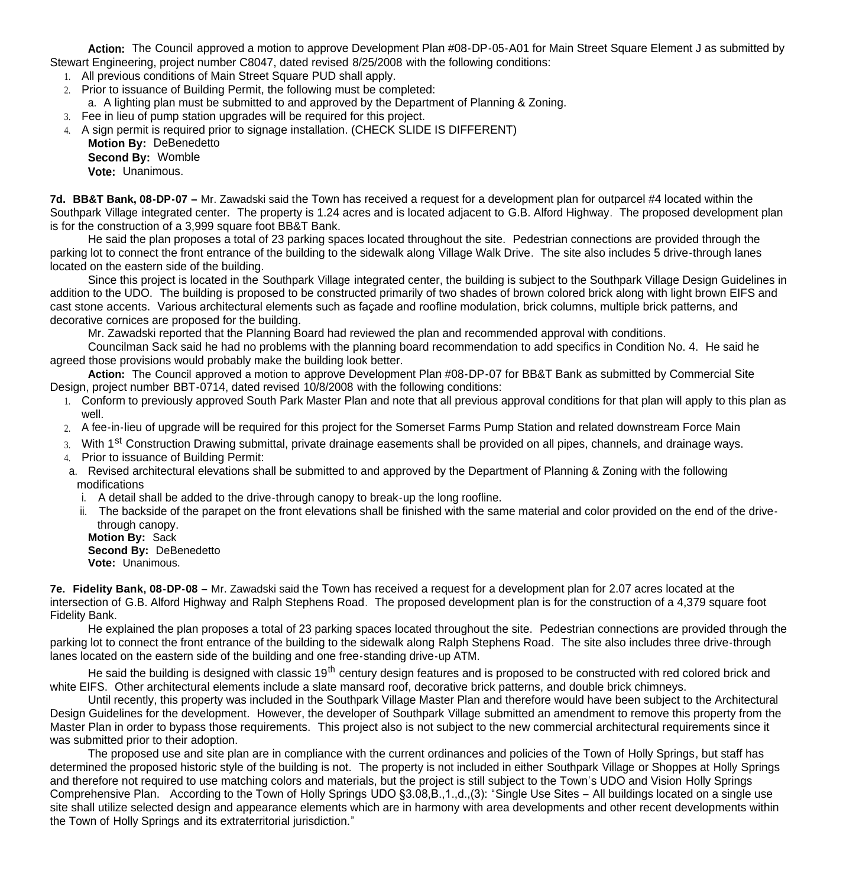**Action:** The Council approved a motion to approve Development Plan #08-DP-05-A01 for Main Street Square Element J as submitted by Stewart Engineering, project number C8047, dated revised 8/25/2008 with the following conditions:

1. All previous conditions of Main Street Square PUD shall apply.
2. Prior to issuance of Building Permit, the following must be completed:
   a. A lighting plan must be submitted to and approved by the Department of Planning & Zoning.
3. Fee in lieu of pump station upgrades will be required for this project.
4. A sign permit is required prior to signage installation. (CHECK SLIDE IS DIFFERENT)

**Motion By:** DeBenedetto
**Second By:** Womble
**Vote:** Unanimous.

**7d. BB&T Bank, 08-DP-07 –** Mr. Zawadski said the Town has received a request for a development plan for outparcel #4 located within the Southpark Village integrated center. The property is 1.24 acres and is located adjacent to G.B. Alford Highway. The proposed development plan is for the construction of a 3,999 square foot BB&T Bank.

He said the plan proposes a total of 23 parking spaces located throughout the site. Pedestrian connections are provided through the parking lot to connect the front entrance of the building to the sidewalk along Village Walk Drive. The site also includes 5 drive-through lanes located on the eastern side of the building.

Since this project is located in the Southpark Village integrated center, the building is subject to the Southpark Village Design Guidelines in addition to the UDO. The building is proposed to be constructed primarily of two shades of brown colored brick along with light brown EIFS and cast stone accents. Various architectural elements such as façade and roofline modulation, brick columns, multiple brick patterns, and decorative cornices are proposed for the building.

Mr. Zawadski reported that the Planning Board had reviewed the plan and recommended approval with conditions.

Councilman Sack said he had no problems with the planning board recommendation to add specifics in Condition No. 4. He said he agreed those provisions would probably make the building look better.

**Action:** The Council approved a motion to approve Development Plan #08-DP-07 for BB&T Bank as submitted by Commercial Site Design, project number BBT-0714, dated revised 10/8/2008 with the following conditions:

1. Conform to previously approved South Park Master Plan and note that all previous approval conditions for that plan will apply to this plan as well.
2. A fee-in-lieu of upgrade will be required for this project for the Somerset Farms Pump Station and related downstream Force Main
3. With 1st Construction Drawing submittal, private drainage easements shall be provided on all pipes, channels, and drainage ways.
4. Prior to issuance of Building Permit:
   a. Revised architectural elevations shall be submitted to and approved by the Department of Planning & Zoning with the following modifications
      i. A detail shall be added to the drive-through canopy to break-up the long roofline.
      ii. The backside of the parapet on the front elevations shall be finished with the same material and color provided on the end of the drive-through canopy.

**Motion By:** Sack
**Second By:** DeBenedetto
**Vote:** Unanimous.

**7e. Fidelity Bank, 08-DP-08 –** Mr. Zawadski said the Town has received a request for a development plan for 2.07 acres located at the intersection of G.B. Alford Highway and Ralph Stephens Road. The proposed development plan is for the construction of a 4,379 square foot Fidelity Bank.

He explained the plan proposes a total of 23 parking spaces located throughout the site. Pedestrian connections are provided through the parking lot to connect the front entrance of the building to the sidewalk along Ralph Stephens Road. The site also includes three drive-through lanes located on the eastern side of the building and one free-standing drive-up ATM.

He said the building is designed with classic 19th century design features and is proposed to be constructed with red colored brick and white EIFS. Other architectural elements include a slate mansard roof, decorative brick patterns, and double brick chimneys.

Until recently, this property was included in the Southpark Village Master Plan and therefore would have been subject to the Architectural Design Guidelines for the development. However, the developer of Southpark Village submitted an amendment to remove this property from the Master Plan in order to bypass those requirements. This project also is not subject to the new commercial architectural requirements since it was submitted prior to their adoption.

The proposed use and site plan are in compliance with the current ordinances and policies of the Town of Holly Springs, but staff has determined the proposed historic style of the building is not. The property is not included in either Southpark Village or Shoppes at Holly Springs and therefore not required to use matching colors and materials, but the project is still subject to the Town's UDO and Vision Holly Springs Comprehensive Plan. According to the Town of Holly Springs UDO §3.08,B.,1.,d.,(3): "Single Use Sites – All buildings located on a single use site shall utilize selected design and appearance elements which are in harmony with area developments and other recent developments within the Town of Holly Springs and its extraterritorial jurisdiction."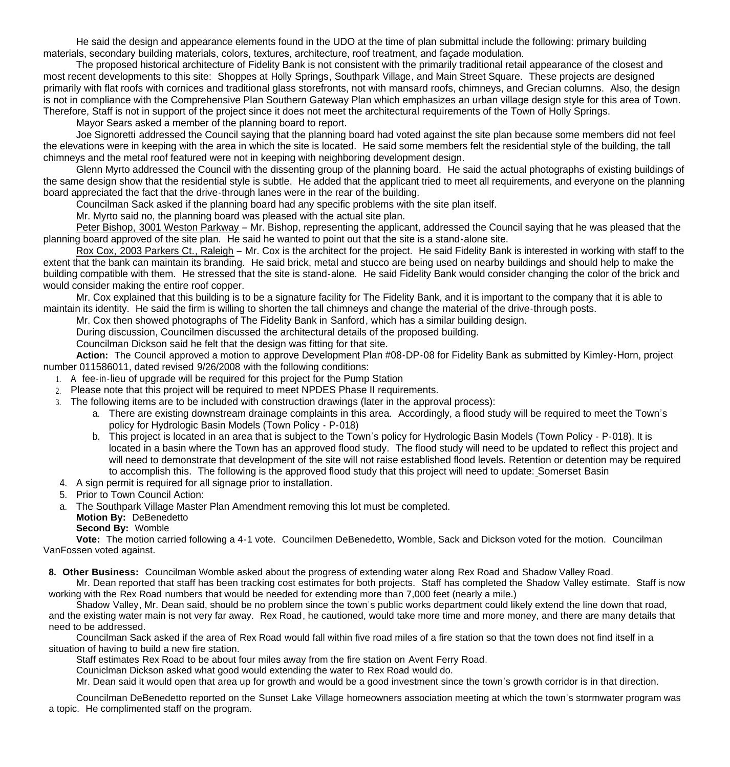He said the design and appearance elements found in the UDO at the time of plan submittal include the following: primary building materials, secondary building materials, colors, textures, architecture, roof treatment, and façade modulation.

The proposed historical architecture of Fidelity Bank is not consistent with the primarily traditional retail appearance of the closest and most recent developments to this site: Shoppes at Holly Springs, Southpark Village, and Main Street Square. These projects are designed primarily with flat roofs with cornices and traditional glass storefronts, not with mansard roofs, chimneys, and Grecian columns. Also, the design is not in compliance with the Comprehensive Plan Southern Gateway Plan which emphasizes an urban village design style for this area of Town. Therefore, Staff is not in support of the project since it does not meet the architectural requirements of the Town of Holly Springs.

Mayor Sears asked a member of the planning board to report.

Joe Signoretti addressed the Council saying that the planning board had voted against the site plan because some members did not feel the elevations were in keeping with the area in which the site is located. He said some members felt the residential style of the building, the tall chimneys and the metal roof featured were not in keeping with neighboring development design.

Glenn Myrto addressed the Council with the dissenting group of the planning board. He said the actual photographs of existing buildings of the same design show that the residential style is subtle. He added that the applicant tried to meet all requirements, and everyone on the planning board appreciated the fact that the drive-through lanes were in the rear of the building.

Councilman Sack asked if the planning board had any specific problems with the site plan itself.

Mr. Myrto said no, the planning board was pleased with the actual site plan.

Peter Bishop, 3001 Weston Parkway – Mr. Bishop, representing the applicant, addressed the Council saying that he was pleased that the planning board approved of the site plan. He said he wanted to point out that the site is a stand-alone site.

Rox Cox, 2003 Parkers Ct., Raleigh – Mr. Cox is the architect for the project. He said Fidelity Bank is interested in working with staff to the extent that the bank can maintain its branding. He said brick, metal and stucco are being used on nearby buildings and should help to make the building compatible with them. He stressed that the site is stand-alone. He said Fidelity Bank would consider changing the color of the brick and would consider making the entire roof copper.

Mr. Cox explained that this building is to be a signature facility for The Fidelity Bank, and it is important to the company that it is able to maintain its identity. He said the firm is willing to shorten the tall chimneys and change the material of the drive-through posts.

Mr. Cox then showed photographs of The Fidelity Bank in Sanford, which has a similar building design.

During discussion, Councilmen discussed the architectural details of the proposed building.

Councilman Dickson said he felt that the design was fitting for that site.

**Action:** The Council approved a motion to approve Development Plan #08-DP-08 for Fidelity Bank as submitted by Kimley-Horn, project number 011586011, dated revised 9/26/2008 with the following conditions:

1. A fee-in-lieu of upgrade will be required for this project for the Pump Station
2. Please note that this project will be required to meet NPDES Phase II requirements.
3. The following items are to be included with construction drawings (later in the approval process):
   a. There are existing downstream drainage complaints in this area. Accordingly, a flood study will be required to meet the Town's policy for Hydrologic Basin Models (Town Policy - P-018)
   b. This project is located in an area that is subject to the Town's policy for Hydrologic Basin Models (Town Policy - P-018). It is located in a basin where the Town has an approved flood study. The flood study will need to be updated to reflect this project and will need to demonstrate that development of the site will not raise established flood levels. Retention or detention may be required to accomplish this. The following is the approved flood study that this project will need to update: Somerset Basin
4. A sign permit is required for all signage prior to installation.
5. Prior to Town Council Action:
   a. The Southpark Village Master Plan Amendment removing this lot must be completed.

**Motion By:** DeBenedetto
**Second By:** Womble

**Vote:** The motion carried following a 4-1 vote. Councilmen DeBenedetto, Womble, Sack and Dickson voted for the motion. Councilman VanFossen voted against.

**8. Other Business:** Councilman Womble asked about the progress of extending water along Rex Road and Shadow Valley Road.

Mr. Dean reported that staff has been tracking cost estimates for both projects. Staff has completed the Shadow Valley estimate. Staff is now working with the Rex Road numbers that would be needed for extending more than 7,000 feet (nearly a mile.)

Shadow Valley, Mr. Dean said, should be no problem since the town's public works department could likely extend the line down that road, and the existing water main is not very far away. Rex Road, he cautioned, would take more time and more money, and there are many details that need to be addressed.

Councilman Sack asked if the area of Rex Road would fall within five road miles of a fire station so that the town does not find itself in a situation of having to build a new fire station.

Staff estimates Rex Road to be about four miles away from the fire station on Avent Ferry Road.

Councilman Dickson asked what good would extending the water to Rex Road would do.

Mr. Dean said it would open that area up for growth and would be a good investment since the town's growth corridor is in that direction.

Councilman DeBenedetto reported on the Sunset Lake Village homeowners association meeting at which the town's stormwater program was a topic. He complimented staff on the program.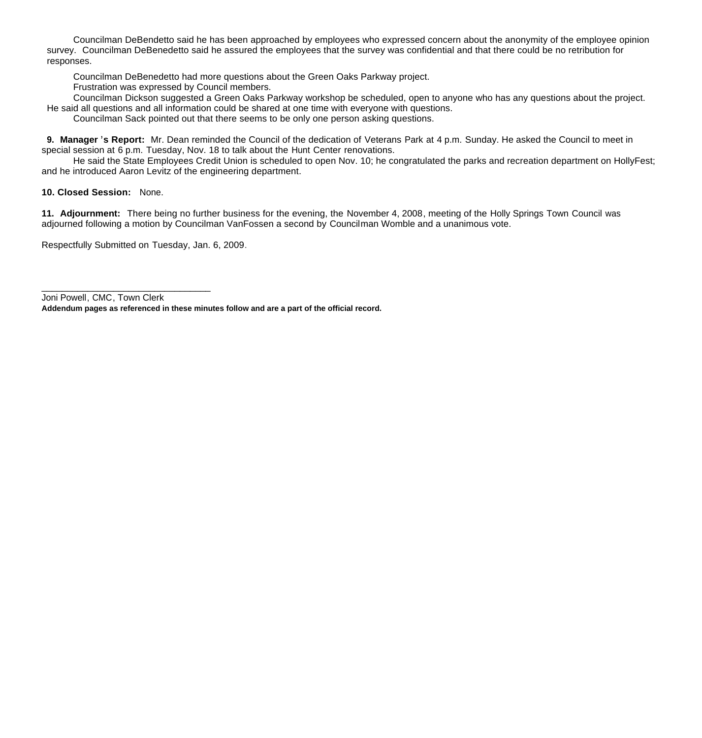Councilman DeBendetto said he has been approached by employees who expressed concern about the anonymity of the employee opinion survey. Councilman DeBenedetto said he assured the employees that the survey was confidential and that there could be no retribution for responses.

Councilman DeBenedetto had more questions about the Green Oaks Parkway project.

Frustration was expressed by Council members.

Councilman Dickson suggested a Green Oaks Parkway workshop be scheduled, open to anyone who has any questions about the project. He said all questions and all information could be shared at one time with everyone with questions.

Councilman Sack pointed out that there seems to be only one person asking questions.

**9. Manager's Report:** Mr. Dean reminded the Council of the dedication of Veterans Park at 4 p.m. Sunday. He asked the Council to meet in special session at 6 p.m. Tuesday, Nov. 18 to talk about the Hunt Center renovations.

He said the State Employees Credit Union is scheduled to open Nov. 10; he congratulated the parks and recreation department on HollyFest; and he introduced Aaron Levitz of the engineering department.

**10. Closed Session:** None.

**11. Adjournment:** There being no further business for the evening, the November 4, 2008, meeting of the Holly Springs Town Council was adjourned following a motion by Councilman VanFossen a second by Councilman Womble and a unanimous vote.

Respectfully Submitted on Tuesday, Jan. 6, 2009.

_________________________________

Joni Powell, CMC, Town Clerk

**Addendum pages as referenced in these minutes follow and are a part of the official record.**